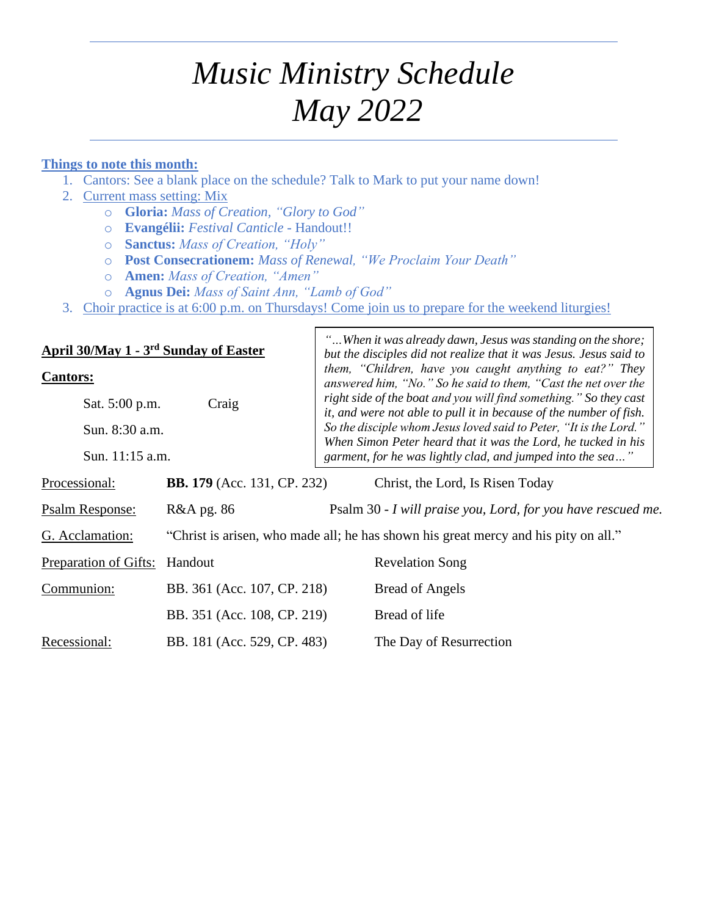# *Music Ministry Schedule*
# *May 2022*

**Things to note this month:**

1. Cantors: See a blank place on the schedule? Talk to Mark to put your name down!
2. Current mass setting: Mix
   - **Gloria:** *Mass of Creation, "Glory to God"*
   - **Evangélii:** *Festival Canticle* - Handout!!
   - **Sanctus:** *Mass of Creation, "Holy"*
   - **Post Consecrationem:** *Mass of Renewal, "We Proclaim Your Death"*
   - **Amen:** *Mass of Creation, "Amen"*
   - **Agnus Dei:** *Mass of Saint Ann, "Lamb of God"*
3. Choir practice is at 6:00 p.m. on Thursdays! Come join us to prepare for the weekend liturgies!

## April 30/May 1 - 3rd Sunday of Easter

*"…When it was already dawn, Jesus was standing on the shore; but the disciples did not realize that it was Jesus. Jesus said to them, "Children, have you caught anything to eat?" They answered him, "No." So he said to them, "Cast the net over the right side of the boat and you will find something." So they cast it, and were not able to pull it in because of the number of fish. So the disciple whom Jesus loved said to Peter, "It is the Lord." When Simon Peter heard that it was the Lord, he tucked in his garment, for he was lightly clad, and jumped into the sea…"*

**Cantors:**

| | |
|---|---|
| Sat. 5:00 p.m. | Craig |
| Sun. 8:30 a.m. | |
| Sun. 11:15 a.m. | |

| | | |
|---|---|---|
| Processional: | **BB. 179** (Acc. 131, CP. 232) | Christ, the Lord, Is Risen Today |
| Psalm Response: | R&A pg. 86 | Psalm 30 - *I will praise you, Lord, for you have rescued me.* |
| G. Acclamation: | "Christ is arisen, who made all; he has shown his great mercy and his pity on all." | |
| Preparation of Gifts: | Handout | Revelation Song |
| Communion: | BB. 361 (Acc. 107, CP. 218) | Bread of Angels |
| | BB. 351 (Acc. 108, CP. 219) | Bread of life |
| Recessional: | BB. 181 (Acc. 529, CP. 483) | The Day of Resurrection |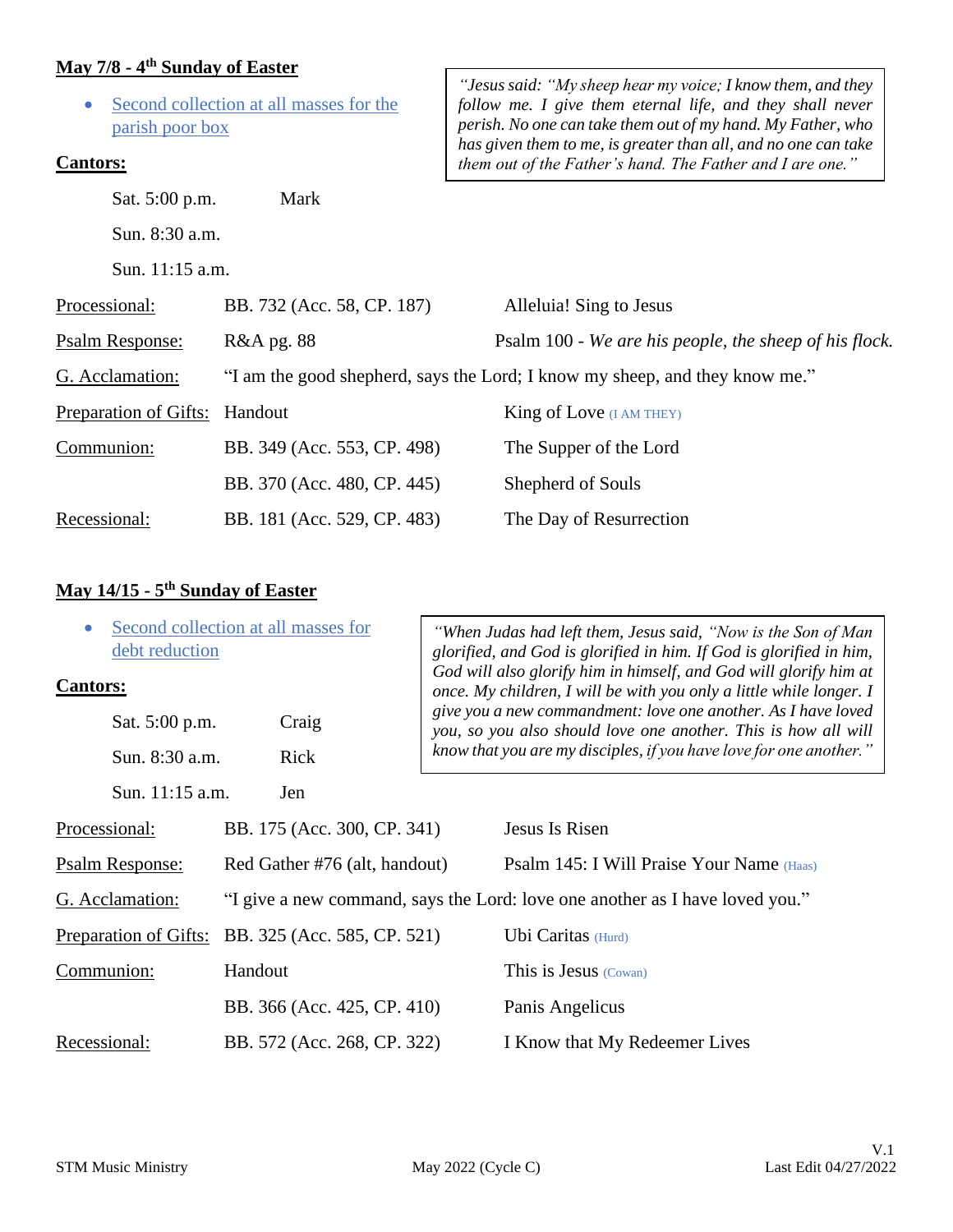## May 7/8 - 4th Sunday of Easter

- Second collection at all masses for the parish poor box

> *"Jesus said: "My sheep hear my voice; I know them, and they follow me. I give them eternal life, and they shall never perish. No one can take them out of my hand. My Father, who has given them to me, is greater than all, and no one can take them out of the Father's hand. The Father and I are one."*

**Cantors:**

| | |
|---|---|
| Sat. 5:00 p.m. | Mark |
| Sun. 8:30 a.m. | |
| Sun. 11:15 a.m. | |

| | | |
|---|---|---|
| Processional: | BB. 732 (Acc. 58, CP. 187) | Alleluia! Sing to Jesus |
| Psalm Response: | R&A pg. 88 | Psalm 100 - *We are his people, the sheep of his flock.* |
| G. Acclamation: | "I am the good shepherd, says the Lord; I know my sheep, and they know me." | |
| Preparation of Gifts: | Handout | King of Love (I AM THEY) |
| Communion: | BB. 349 (Acc. 553, CP. 498) | The Supper of the Lord |
| | BB. 370 (Acc. 480, CP. 445) | Shepherd of Souls |
| Recessional: | BB. 181 (Acc. 529, CP. 483) | The Day of Resurrection |

## May 14/15 - 5th Sunday of Easter

- Second collection at all masses for debt reduction

> *"When Judas had left them, Jesus said, "Now is the Son of Man glorified, and God is glorified in him. If God is glorified in him, God will also glorify him in himself, and God will glorify him at once. My children, I will be with you only a little while longer. I give you a new commandment: love one another. As I have loved you, so you also should love one another. This is how all will know that you are my disciples, if you have love for one another."*

**Cantors:**

| | |
|---|---|
| Sat. 5:00 p.m. | Craig |
| Sun. 8:30 a.m. | Rick |
| Sun. 11:15 a.m. | Jen |

| | | |
|---|---|---|
| Processional: | BB. 175 (Acc. 300, CP. 341) | Jesus Is Risen |
| Psalm Response: | Red Gather #76 (alt, handout) | Psalm 145: I Will Praise Your Name (Haas) |
| G. Acclamation: | "I give a new command, says the Lord: love one another as I have loved you." | |
| Preparation of Gifts: | BB. 325 (Acc. 585, CP. 521) | Ubi Caritas (Hurd) |
| Communion: | Handout | This is Jesus (Cowan) |
| | BB. 366 (Acc. 425, CP. 410) | Panis Angelicus |
| Recessional: | BB. 572 (Acc. 268, CP. 322) | I Know that My Redeemer Lives |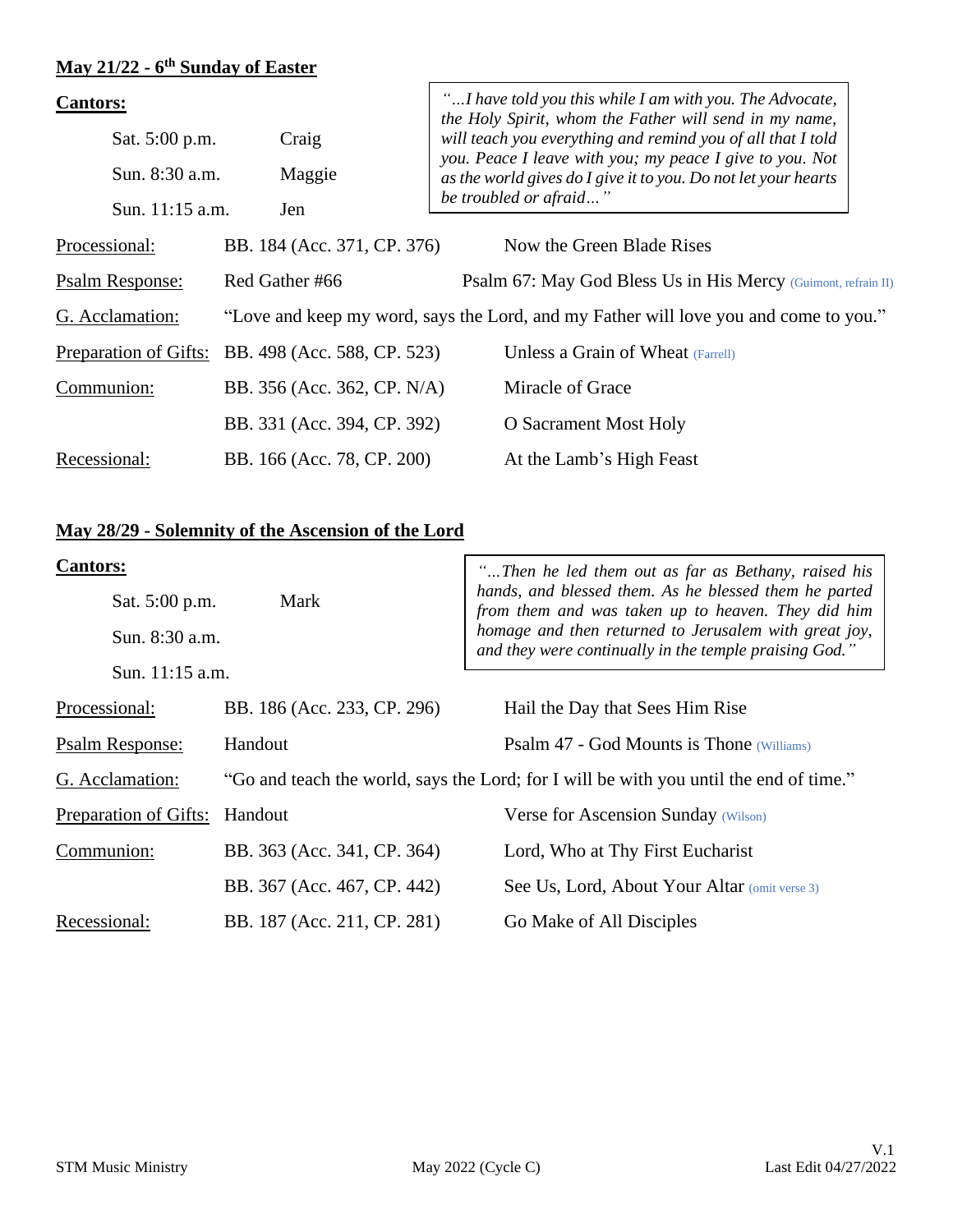## May 21/22 - 6th Sunday of Easter

> *"…I have told you this while I am with you. The Advocate, the Holy Spirit, whom the Father will send in my name, will teach you everything and remind you of all that I told you. Peace I leave with you; my peace I give to you. Not as the world gives do I give it to you. Do not let your hearts be troubled or afraid…"*

**Cantors:**

| | |
|---|---|
| Sat. 5:00 p.m. | Craig |
| Sun. 8:30 a.m. | Maggie |
| Sun. 11:15 a.m. | Jen |

| | | |
|---|---|---|
| Processional: | BB. 184 (Acc. 371, CP. 376) | Now the Green Blade Rises |
| Psalm Response: | Red Gather #66 | Psalm 67: May God Bless Us in His Mercy (Guimont, refrain II) |
| G. Acclamation: | "Love and keep my word, says the Lord, and my Father will love you and come to you." | |
| Preparation of Gifts: | BB. 498 (Acc. 588, CP. 523) | Unless a Grain of Wheat (Farrell) |
| Communion: | BB. 356 (Acc. 362, CP. N/A) | Miracle of Grace |
| | BB. 331 (Acc. 394, CP. 392) | O Sacrament Most Holy |
| Recessional: | BB. 166 (Acc. 78, CP. 200) | At the Lamb's High Feast |

## May 28/29 - Solemnity of the Ascension of the Lord

> *"…Then he led them out as far as Bethany, raised his hands, and blessed them. As he blessed them he parted from them and was taken up to heaven. They did him homage and then returned to Jerusalem with great joy, and they were continually in the temple praising God."*

**Cantors:**

| | |
|---|---|
| Sat. 5:00 p.m. | Mark |
| Sun. 8:30 a.m. | |
| Sun. 11:15 a.m. | |

| | | |
|---|---|---|
| Processional: | BB. 186 (Acc. 233, CP. 296) | Hail the Day that Sees Him Rise |
| Psalm Response: | Handout | Psalm 47 - God Mounts is Thone (Williams) |
| G. Acclamation: | "Go and teach the world, says the Lord; for I will be with you until the end of time." | |
| Preparation of Gifts: | Handout | Verse for Ascension Sunday (Wilson) |
| Communion: | BB. 363 (Acc. 341, CP. 364) | Lord, Who at Thy First Eucharist |
| | BB. 367 (Acc. 467, CP. 442) | See Us, Lord, About Your Altar (omit verse 3) |
| Recessional: | BB. 187 (Acc. 211, CP. 281) | Go Make of All Disciples |

STM Music Ministry — May 2022 (Cycle C) — V.1 Last Edit 04/27/2022